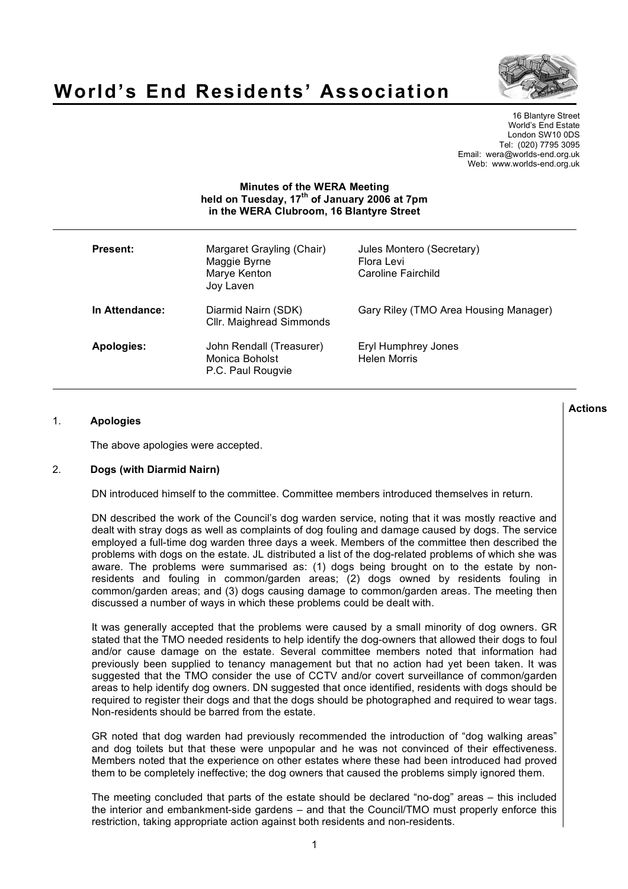# World's End Residents' Association

16 Blantyre Street
World's End Estate
London SW10 0DS
Tel: (020) 7795 3095
Email: wera@worlds-end.org.uk
Web: www.worlds-end.org.uk

**Minutes of the WERA Meeting held on Tuesday, 17th of January 2006 at 7pm in the WERA Clubroom, 16 Blantyre Street**

| | | |
|---|---|---|
| **Present:** | Margaret Grayling (Chair)<br>Maggie Byrne<br>Marye Kenton<br>Joy Laven | Jules Montero (Secretary)<br>Flora Levi<br>Caroline Fairchild |
| **In Attendance:** | Diarmid Nairn (SDK)<br>Cllr. Maighread Simmonds | Gary Riley (TMO Area Housing Manager) |
| **Apologies:** | John Rendall (Treasurer)<br>Monica Boholst<br>P.C. Paul Rougvie | Eryl Humphrey Jones<br>Helen Morris |

**Actions**

## 1. Apologies

The above apologies were accepted.

## 2. Dogs (with Diarmid Nairn)

DN introduced himself to the committee. Committee members introduced themselves in return.

DN described the work of the Council's dog warden service, noting that it was mostly reactive and dealt with stray dogs as well as complaints of dog fouling and damage caused by dogs. The service employed a full-time dog warden three days a week. Members of the committee then described the problems with dogs on the estate. JL distributed a list of the dog-related problems of which she was aware. The problems were summarised as: (1) dogs being brought on to the estate by non-residents and fouling in common/garden areas; (2) dogs owned by residents fouling in common/garden areas; and (3) dogs causing damage to common/garden areas. The meeting then discussed a number of ways in which these problems could be dealt with.

It was generally accepted that the problems were caused by a small minority of dog owners. GR stated that the TMO needed residents to help identify the dog-owners that allowed their dogs to foul and/or cause damage on the estate. Several committee members noted that information had previously been supplied to tenancy management but that no action had yet been taken. It was suggested that the TMO consider the use of CCTV and/or covert surveillance of common/garden areas to help identify dog owners. DN suggested that once identified, residents with dogs should be required to register their dogs and that the dogs should be photographed and required to wear tags. Non-residents should be barred from the estate.

GR noted that dog warden had previously recommended the introduction of "dog walking areas" and dog toilets but that these were unpopular and he was not convinced of their effectiveness. Members noted that the experience on other estates where these had been introduced had proved them to be completely ineffective; the dog owners that caused the problems simply ignored them.

The meeting concluded that parts of the estate should be declared "no-dog" areas – this included the interior and embankment-side gardens – and that the Council/TMO must properly enforce this restriction, taking appropriate action against both residents and non-residents.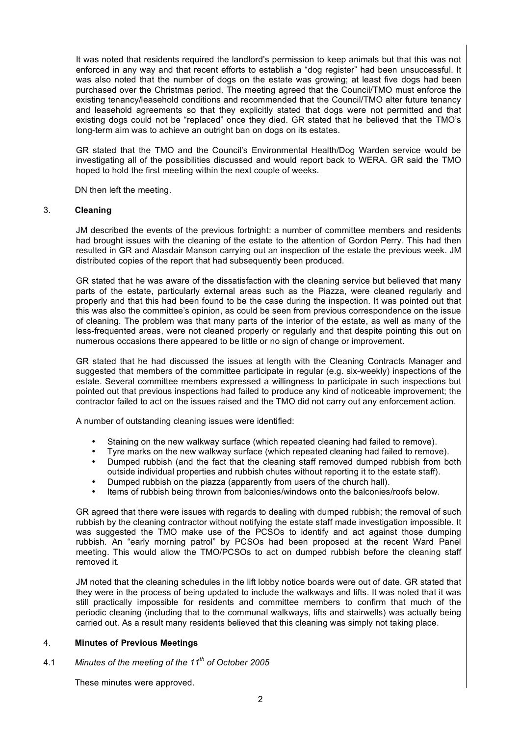It was noted that residents required the landlord's permission to keep animals but that this was not enforced in any way and that recent efforts to establish a "dog register" had been unsuccessful. It was also noted that the number of dogs on the estate was growing; at least five dogs had been purchased over the Christmas period. The meeting agreed that the Council/TMO must enforce the existing tenancy/leasehold conditions and recommended that the Council/TMO alter future tenancy and leasehold agreements so that they explicitly stated that dogs were not permitted and that existing dogs could not be "replaced" once they died. GR stated that he believed that the TMO's long-term aim was to achieve an outright ban on dogs on its estates.

GR stated that the TMO and the Council's Environmental Health/Dog Warden service would be investigating all of the possibilities discussed and would report back to WERA. GR said the TMO hoped to hold the first meeting within the next couple of weeks.

DN then left the meeting.

## 3. Cleaning

JM described the events of the previous fortnight: a number of committee members and residents had brought issues with the cleaning of the estate to the attention of Gordon Perry. This had then resulted in GR and Alasdair Manson carrying out an inspection of the estate the previous week. JM distributed copies of the report that had subsequently been produced.

GR stated that he was aware of the dissatisfaction with the cleaning service but believed that many parts of the estate, particularly external areas such as the Piazza, were cleaned regularly and properly and that this had been found to be the case during the inspection. It was pointed out that this was also the committee's opinion, as could be seen from previous correspondence on the issue of cleaning. The problem was that many parts of the interior of the estate, as well as many of the less-frequented areas, were not cleaned properly or regularly and that despite pointing this out on numerous occasions there appeared to be little or no sign of change or improvement.

GR stated that he had discussed the issues at length with the Cleaning Contracts Manager and suggested that members of the committee participate in regular (e.g. six-weekly) inspections of the estate. Several committee members expressed a willingness to participate in such inspections but pointed out that previous inspections had failed to produce any kind of noticeable improvement; the contractor failed to act on the issues raised and the TMO did not carry out any enforcement action.

A number of outstanding cleaning issues were identified:

- Staining on the new walkway surface (which repeated cleaning had failed to remove).
- Tyre marks on the new walkway surface (which repeated cleaning had failed to remove).
- Dumped rubbish (and the fact that the cleaning staff removed dumped rubbish from both outside individual properties and rubbish chutes without reporting it to the estate staff).
- Dumped rubbish on the piazza (apparently from users of the church hall).
- Items of rubbish being thrown from balconies/windows onto the balconies/roofs below.

GR agreed that there were issues with regards to dealing with dumped rubbish; the removal of such rubbish by the cleaning contractor without notifying the estate staff made investigation impossible. It was suggested the TMO make use of the PCSOs to identify and act against those dumping rubbish. An "early morning patrol" by PCSOs had been proposed at the recent Ward Panel meeting. This would allow the TMO/PCSOs to act on dumped rubbish before the cleaning staff removed it.

JM noted that the cleaning schedules in the lift lobby notice boards were out of date. GR stated that they were in the process of being updated to include the walkways and lifts. It was noted that it was still practically impossible for residents and committee members to confirm that much of the periodic cleaning (including that to the communal walkways, lifts and stairwells) was actually being carried out. As a result many residents believed that this cleaning was simply not taking place.

## 4. Minutes of Previous Meetings

### 4.1 *Minutes of the meeting of the 11th of October 2005*

These minutes were approved.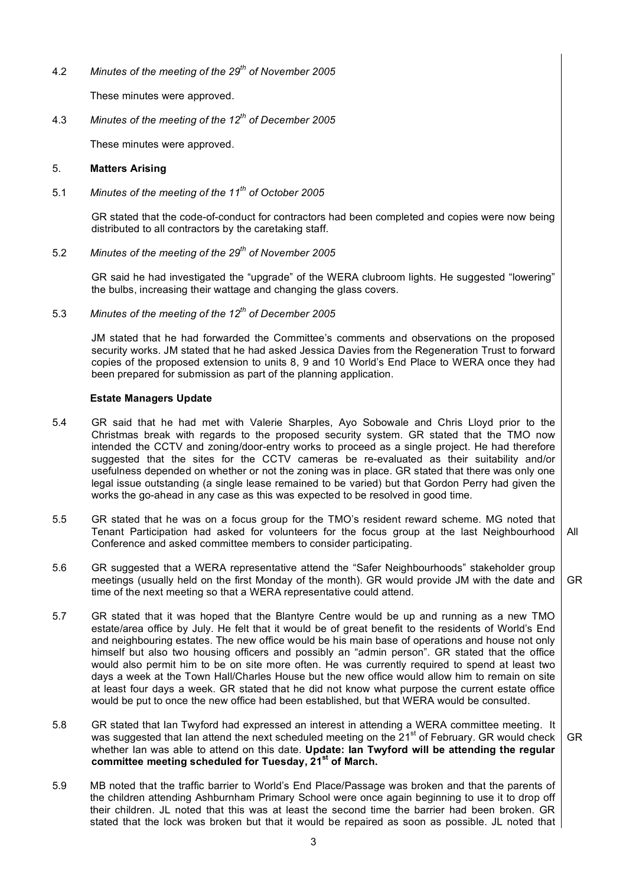4.2 *Minutes of the meeting of the 29th of November 2005*

These minutes were approved.

4.3 *Minutes of the meeting of the 12th of December 2005*

These minutes were approved.

5. **Matters Arising**

5.1 *Minutes of the meeting of the 11th of October 2005*

GR stated that the code-of-conduct for contractors had been completed and copies were now being distributed to all contractors by the caretaking staff.

5.2 *Minutes of the meeting of the 29th of November 2005*

GR said he had investigated the "upgrade" of the WERA clubroom lights. He suggested "lowering" the bulbs, increasing their wattage and changing the glass covers.

5.3 *Minutes of the meeting of the 12th of December 2005*

JM stated that he had forwarded the Committee's comments and observations on the proposed security works. JM stated that he had asked Jessica Davies from the Regeneration Trust to forward copies of the proposed extension to units 8, 9 and 10 World's End Place to WERA once they had been prepared for submission as part of the planning application.

**Estate Managers Update**

5.4 GR said that he had met with Valerie Sharples, Ayo Sobowale and Chris Lloyd prior to the Christmas break with regards to the proposed security system. GR stated that the TMO now intended the CCTV and zoning/door-entry works to proceed as a single project. He had therefore suggested that the sites for the CCTV cameras be re-evaluated as their suitability and/or usefulness depended on whether or not the zoning was in place. GR stated that there was only one legal issue outstanding (a single lease remained to be varied) but that Gordon Perry had given the works the go-ahead in any case as this was expected to be resolved in good time.

5.5 GR stated that he was on a focus group for the TMO's resident reward scheme. MG noted that Tenant Participation had asked for volunteers for the focus group at the last Neighbourhood Conference and asked committee members to consider participating. **All**

5.6 GR suggested that a WERA representative attend the "Safer Neighbourhoods" stakeholder group meetings (usually held on the first Monday of the month). GR would provide JM with the date and time of the next meeting so that a WERA representative could attend. **GR**

5.7 GR stated that it was hoped that the Blantyre Centre would be up and running as a new TMO estate/area office by July. He felt that it would be of great benefit to the residents of World's End and neighbouring estates. The new office would be his main base of operations and house not only himself but also two housing officers and possibly an "admin person". GR stated that the office would also permit him to be on site more often. He was currently required to spend at least two days a week at the Town Hall/Charles House but the new office would allow him to remain on site at least four days a week. GR stated that he did not know what purpose the current estate office would be put to once the new office had been established, but that WERA would be consulted.

5.8 GR stated that Ian Twyford had expressed an interest in attending a WERA committee meeting. It was suggested that Ian attend the next scheduled meeting on the 21st of February. GR would check whether Ian was able to attend on this date. **Update: Ian Twyford will be attending the regular committee meeting scheduled for Tuesday, 21st of March.** **GR**

5.9 MB noted that the traffic barrier to World's End Place/Passage was broken and that the parents of the children attending Ashburnham Primary School were once again beginning to use it to drop off their children. JL noted that this was at least the second time the barrier had been broken. GR stated that the lock was broken but that it would be repaired as soon as possible. JL noted that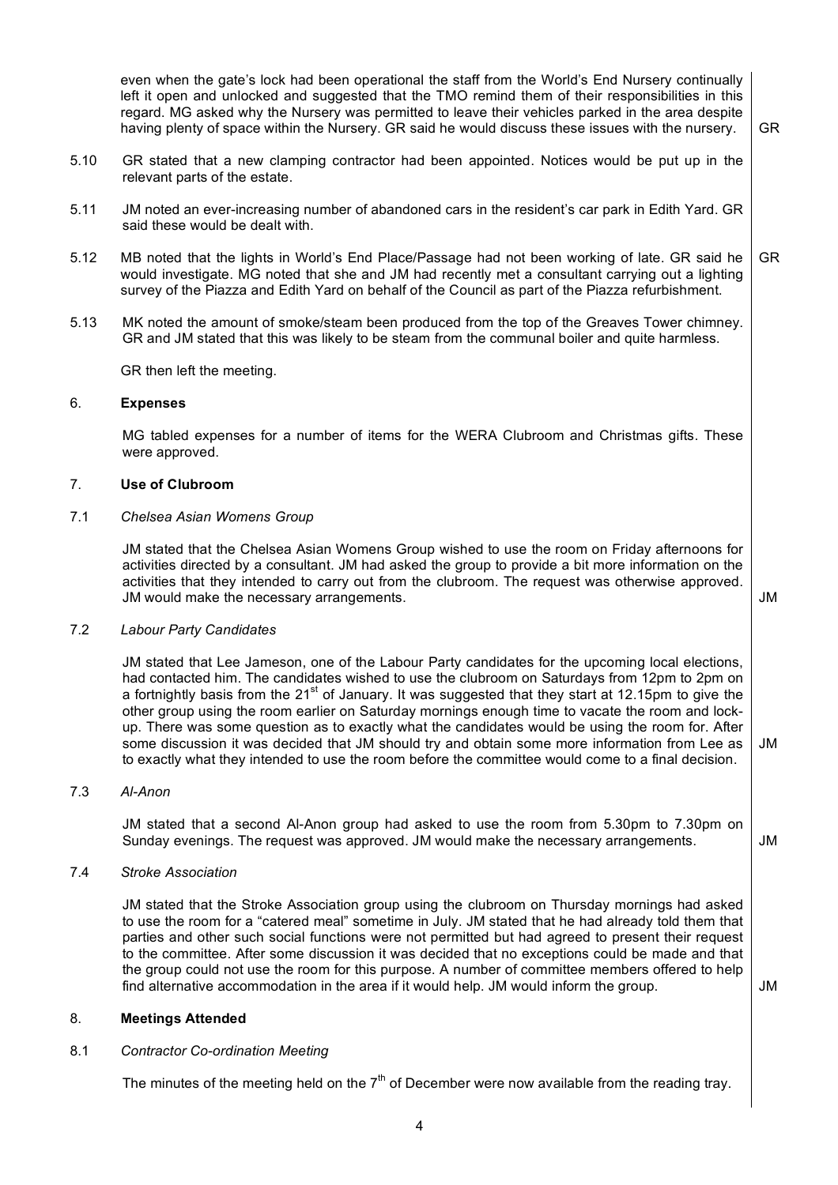even when the gate's lock had been operational the staff from the World's End Nursery continually left it open and unlocked and suggested that the TMO remind them of their responsibilities in this regard. MG asked why the Nursery was permitted to leave their vehicles parked in the area despite having plenty of space within the Nursery. GR said he would discuss these issues with the nursery. **GR**

5.10 GR stated that a new clamping contractor had been appointed. Notices would be put up in the relevant parts of the estate.

5.11 JM noted an ever-increasing number of abandoned cars in the resident's car park in Edith Yard. GR said these would be dealt with.

5.12 MB noted that the lights in World's End Place/Passage had not been working of late. GR said he would investigate. MG noted that she and JM had recently met a consultant carrying out a lighting survey of the Piazza and Edith Yard on behalf of the Council as part of the Piazza refurbishment. **GR**

5.13 MK noted the amount of smoke/steam been produced from the top of the Greaves Tower chimney. GR and JM stated that this was likely to be steam from the communal boiler and quite harmless.

GR then left the meeting.

## 6. Expenses

MG tabled expenses for a number of items for the WERA Clubroom and Christmas gifts. These were approved.

## 7. Use of Clubroom

### 7.1 *Chelsea Asian Womens Group*

JM stated that the Chelsea Asian Womens Group wished to use the room on Friday afternoons for activities directed by a consultant. JM had asked the group to provide a bit more information on the activities that they intended to carry out from the clubroom. The request was otherwise approved. JM would make the necessary arrangements. **JM**

### 7.2 *Labour Party Candidates*

JM stated that Lee Jameson, one of the Labour Party candidates for the upcoming local elections, had contacted him. The candidates wished to use the clubroom on Saturdays from 12pm to 2pm on a fortnightly basis from the 21st of January. It was suggested that they start at 12.15pm to give the other group using the room earlier on Saturday mornings enough time to vacate the room and lock-up. There was some question as to exactly what the candidates would be using the room for. After some discussion it was decided that JM should try and obtain some more information from Lee as to exactly what they intended to use the room before the committee would come to a final decision. **JM**

### 7.3 *Al-Anon*

JM stated that a second Al-Anon group had asked to use the room from 5.30pm to 7.30pm on Sunday evenings. The request was approved. JM would make the necessary arrangements. **JM**

### 7.4 *Stroke Association*

JM stated that the Stroke Association group using the clubroom on Thursday mornings had asked to use the room for a "catered meal" sometime in July. JM stated that he had already told them that parties and other such social functions were not permitted but had agreed to present their request to the committee. After some discussion it was decided that no exceptions could be made and that the group could not use the room for this purpose. A number of committee members offered to help find alternative accommodation in the area if it would help. JM would inform the group. **JM**

## 8. Meetings Attended

### 8.1 *Contractor Co-ordination Meeting*

The minutes of the meeting held on the 7th of December were now available from the reading tray.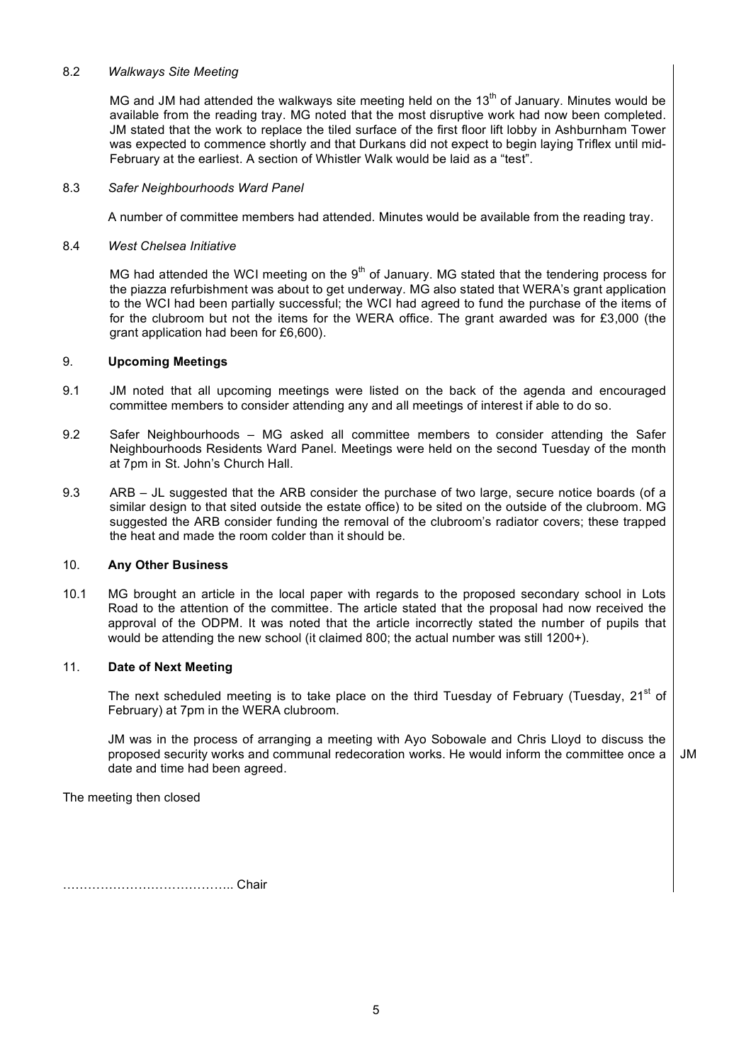8.2 *Walkways Site Meeting*

MG and JM had attended the walkways site meeting held on the 13th of January. Minutes would be available from the reading tray. MG noted that the most disruptive work had now been completed. JM stated that the work to replace the tiled surface of the first floor lift lobby in Ashburnham Tower was expected to commence shortly and that Durkans did not expect to begin laying Triflex until mid-February at the earliest. A section of Whistler Walk would be laid as a "test".

8.3 *Safer Neighbourhoods Ward Panel*

A number of committee members had attended. Minutes would be available from the reading tray.

8.4 *West Chelsea Initiative*

MG had attended the WCI meeting on the 9th of January. MG stated that the tendering process for the piazza refurbishment was about to get underway. MG also stated that WERA's grant application to the WCI had been partially successful; the WCI had agreed to fund the purchase of the items of for the clubroom but not the items for the WERA office. The grant awarded was for £3,000 (the grant application had been for £6,600).

## 9. **Upcoming Meetings**

9.1 JM noted that all upcoming meetings were listed on the back of the agenda and encouraged committee members to consider attending any and all meetings of interest if able to do so.

9.2 Safer Neighbourhoods – MG asked all committee members to consider attending the Safer Neighbourhoods Residents Ward Panel. Meetings were held on the second Tuesday of the month at 7pm in St. John's Church Hall.

9.3 ARB – JL suggested that the ARB consider the purchase of two large, secure notice boards (of a similar design to that sited outside the estate office) to be sited on the outside of the clubroom. MG suggested the ARB consider funding the removal of the clubroom's radiator covers; these trapped the heat and made the room colder than it should be.

## 10. **Any Other Business**

10.1 MG brought an article in the local paper with regards to the proposed secondary school in Lots Road to the attention of the committee. The article stated that the proposal had now received the approval of the ODPM. It was noted that the article incorrectly stated the number of pupils that would be attending the new school (it claimed 800; the actual number was still 1200+).

## 11. **Date of Next Meeting**

The next scheduled meeting is to take place on the third Tuesday of February (Tuesday, 21st of February) at 7pm in the WERA clubroom.

JM was in the process of arranging a meeting with Ayo Sobowale and Chris Lloyd to discuss the proposed security works and communal redecoration works. He would inform the committee once a date and time had been agreed. JM

The meeting then closed

………………………………….. Chair